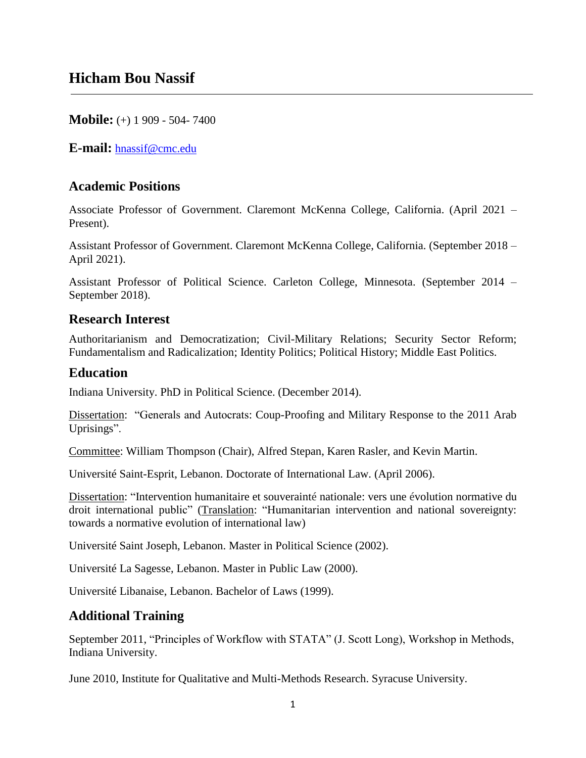# Hicham Bou Nassif

**Mobile:** (+) 1 909 - 504- 7400

**E-mail:** hnassif@cmc.edu

## Academic Positions

Associate Professor of Government. Claremont McKenna College, California. (April 2021 – Present).

Assistant Professor of Government. Claremont McKenna College, California. (September 2018 – April 2021).

Assistant Professor of Political Science. Carleton College, Minnesota. (September 2014 – September 2018).

## Research Interest

Authoritarianism and Democratization; Civil-Military Relations; Security Sector Reform; Fundamentalism and Radicalization; Identity Politics; Political History; Middle East Politics.

## Education

Indiana University. PhD in Political Science. (December 2014).

Dissertation: "Generals and Autocrats: Coup-Proofing and Military Response to the 2011 Arab Uprisings".

Committee: William Thompson (Chair), Alfred Stepan, Karen Rasler, and Kevin Martin.

Université Saint-Esprit, Lebanon. Doctorate of International Law. (April 2006).

Dissertation: "Intervention humanitaire et souveraineté nationale: vers une évolution normative du droit international public" (Translation: "Humanitarian intervention and national sovereignty: towards a normative evolution of international law)

Université Saint Joseph, Lebanon. Master in Political Science (2002).

Université La Sagesse, Lebanon. Master in Public Law (2000).

Université Libanaise, Lebanon. Bachelor of Laws (1999).

## Additional Training

September 2011, "Principles of Workflow with STATA" (J. Scott Long), Workshop in Methods, Indiana University.

June 2010, Institute for Qualitative and Multi-Methods Research. Syracuse University.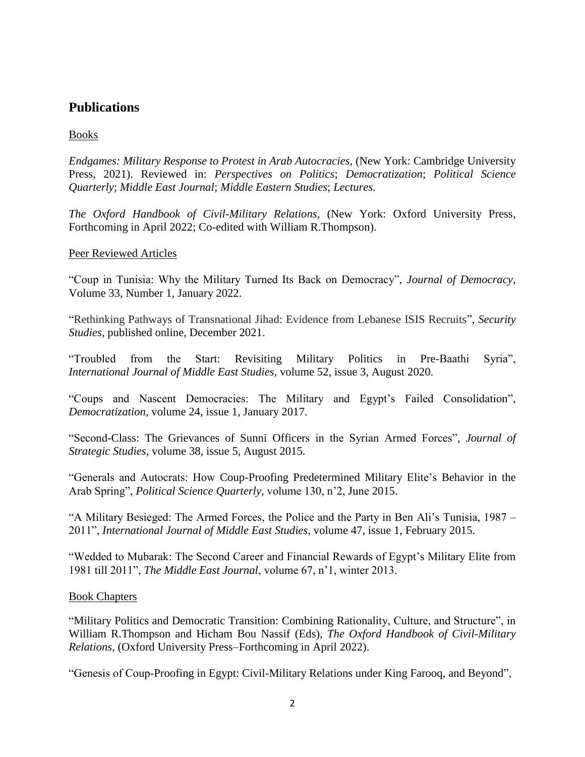## Publications

Books

*Endgames: Military Response to Protest in Arab Autocracies,* (New York: Cambridge University Press, 2021). Reviewed in: *Perspectives on Politics*; *Democratization*; *Political Science Quarterly*; *Middle East Journal*; *Middle Eastern Studies*; *Lectures*.

*The Oxford Handbook of Civil-Military Relations*, (New York: Oxford University Press, Forthcoming in April 2022; Co-edited with William R.Thompson).

Peer Reviewed Articles

"Coup in Tunisia: Why the Military Turned Its Back on Democracy", *Journal of Democracy*, Volume 33, Number 1, January 2022.

"Rethinking Pathways of Transnational Jihad: Evidence from Lebanese ISIS Recruits", *Security Studies*, published online, December 2021.

"Troubled from the Start: Revisiting Military Politics in Pre-Baathi Syria", *International Journal of Middle East Studies*, volume 52, issue 3, August 2020.

"Coups and Nascent Democracies: The Military and Egypt's Failed Consolidation", *Democratization*, volume 24, issue 1, January 2017.

"Second-Class: The Grievances of Sunni Officers in the Syrian Armed Forces", *Journal of Strategic Studies*, volume 38, issue 5, August 2015.

"Generals and Autocrats: How Coup-Proofing Predetermined Military Elite's Behavior in the Arab Spring", *Political Science Quarterly,* volume 130, n'2, June 2015.

"A Military Besieged: The Armed Forces, the Police and the Party in Ben Ali's Tunisia, 1987 – 2011", *International Journal of Middle East Studies*, volume 47, issue 1, February 2015.

"Wedded to Mubarak: The Second Career and Financial Rewards of Egypt's Military Elite from 1981 till 2011", *The Middle East Journal*, volume 67, n'1, winter 2013.

Book Chapters

"Military Politics and Democratic Transition: Combining Rationality, Culture, and Structure", in William R.Thompson and Hicham Bou Nassif (Eds), *The Oxford Handbook of Civil-Military Relations*, (Oxford University Press–Forthcoming in April 2022).

"Genesis of Coup-Proofing in Egypt: Civil-Military Relations under King Farooq, and Beyond",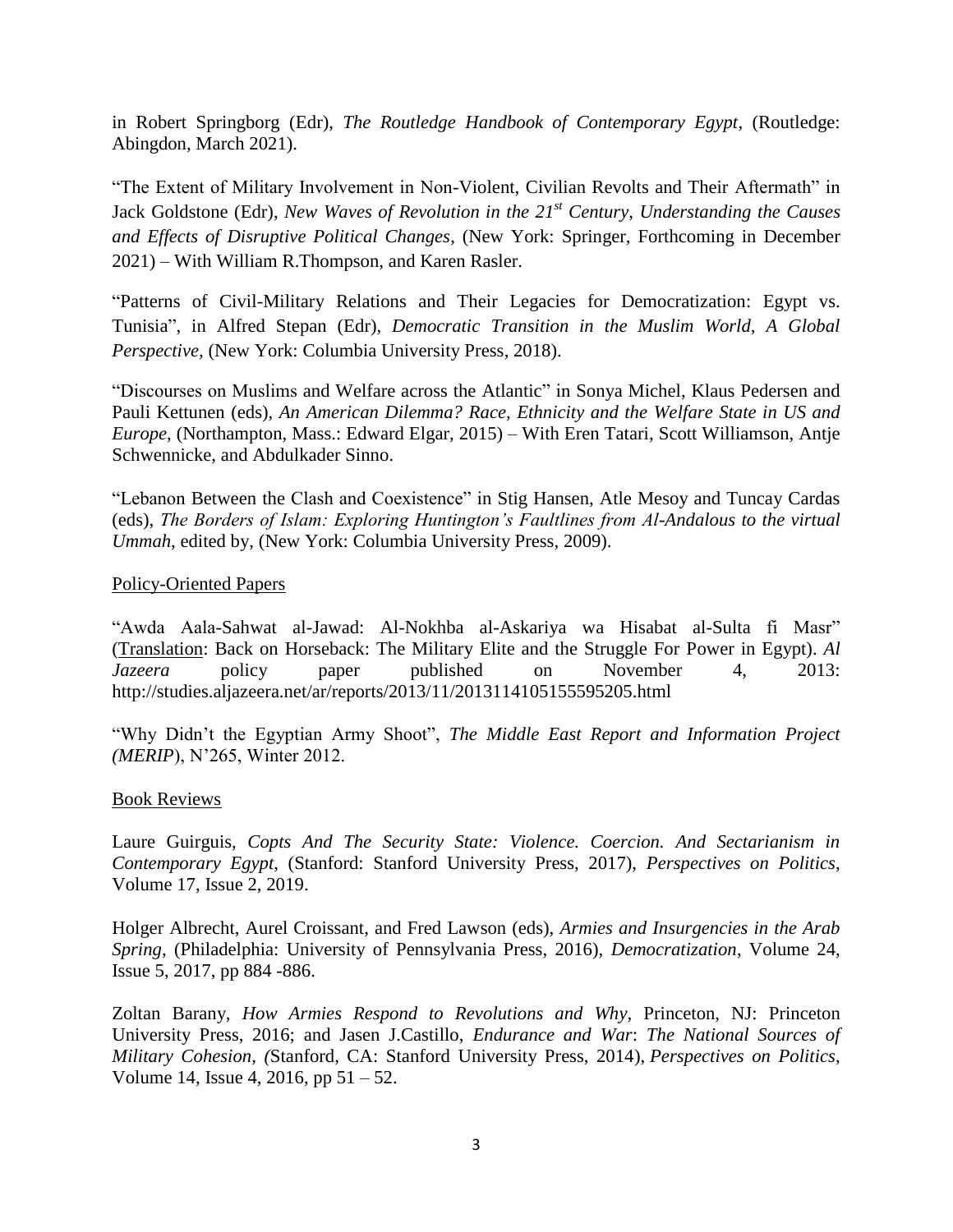in Robert Springborg (Edr), *The Routledge Handbook of Contemporary Egypt*, (Routledge: Abingdon, March 2021).

"The Extent of Military Involvement in Non-Violent, Civilian Revolts and Their Aftermath" in Jack Goldstone (Edr), *New Waves of Revolution in the 21st Century, Understanding the Causes and Effects of Disruptive Political Changes*, (New York: Springer, Forthcoming in December 2021) – With William R.Thompson, and Karen Rasler.

"Patterns of Civil-Military Relations and Their Legacies for Democratization: Egypt vs. Tunisia", in Alfred Stepan (Edr), *Democratic Transition in the Muslim World, A Global Perspective,* (New York: Columbia University Press, 2018).

"Discourses on Muslims and Welfare across the Atlantic" in Sonya Michel, Klaus Pedersen and Pauli Kettunen (eds), *An American Dilemma? Race, Ethnicity and the Welfare State in US and Europe*, (Northampton, Mass.: Edward Elgar, 2015) – With Eren Tatari, Scott Williamson, Antje Schwennicke, and Abdulkader Sinno.

"Lebanon Between the Clash and Coexistence" in Stig Hansen, Atle Mesoy and Tuncay Cardas (eds), *The Borders of Islam: Exploring Huntington's Faultlines from Al-Andalous to the virtual Ummah*, edited by, (New York: Columbia University Press, 2009).

Policy-Oriented Papers

"Awda Aala-Sahwat al-Jawad: Al-Nokhba al-Askariya wa Hisabat al-Sulta fi Masr" (Translation: Back on Horseback: The Military Elite and the Struggle For Power in Egypt). *Al Jazeera* policy paper published on November 4, 2013: http://studies.aljazeera.net/ar/reports/2013/11/2013114105155595205.html

"Why Didn't the Egyptian Army Shoot", *The Middle East Report and Information Project (MERIP*), N'265, Winter 2012.

Book Reviews

Laure Guirguis, *Copts And The Security State: Violence. Coercion. And Sectarianism in Contemporary Egypt*, (Stanford: Stanford University Press, 2017), *Perspectives on Politics*, Volume 17, Issue 2, 2019.

Holger Albrecht, Aurel Croissant, and Fred Lawson (eds), *Armies and Insurgencies in the Arab Spring*, (Philadelphia: University of Pennsylvania Press, 2016), *Democratization*, Volume 24, Issue 5, 2017, pp 884 -886.

Zoltan Barany, *How Armies Respond to Revolutions and Why*, Princeton, NJ: Princeton University Press, 2016; and Jasen J.Castillo, *Endurance and War*: *The National Sources of Military Cohesion*, *(*Stanford, CA: Stanford University Press, 2014), *Perspectives on Politics*, Volume 14, Issue 4, 2016, pp 51 – 52.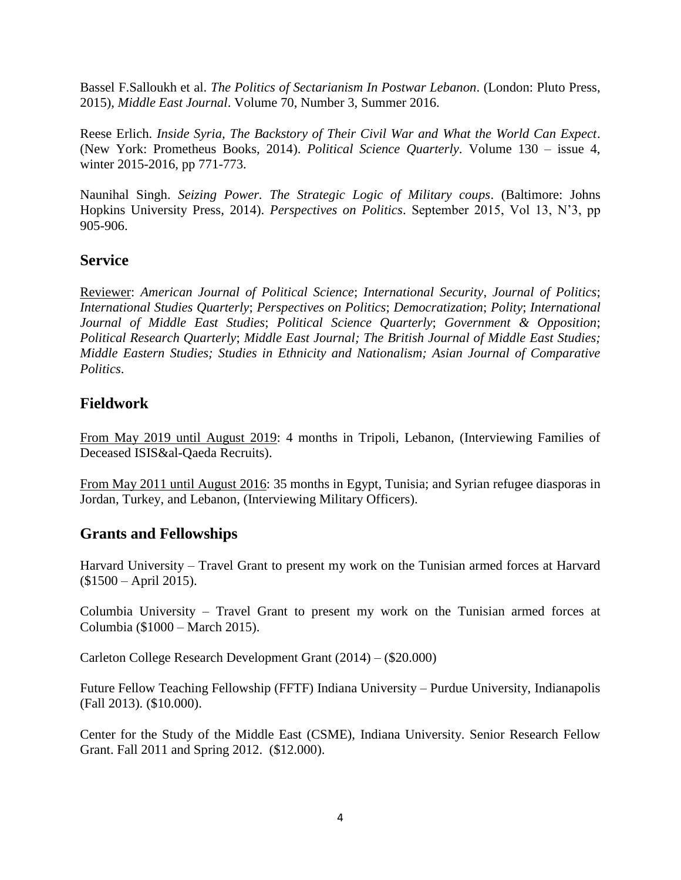Bassel F.Salloukh et al. *The Politics of Sectarianism In Postwar Lebanon*. (London: Pluto Press, 2015), *Middle East Journal*. Volume 70, Number 3, Summer 2016.

Reese Erlich. *Inside Syria, The Backstory of Their Civil War and What the World Can Expect*. (New York: Prometheus Books, 2014). *Political Science Quarterly*. Volume 130 – issue 4, winter 2015-2016, pp 771-773.

Naunihal Singh. *Seizing Power. The Strategic Logic of Military coups*. (Baltimore: Johns Hopkins University Press, 2014). *Perspectives on Politics*. September 2015, Vol 13, N'3, pp 905-906.

## Service

Reviewer: *American Journal of Political Science*; *International Security*, *Journal of Politics*; *International Studies Quarterly*; *Perspectives on Politics*; *Democratization*; *Polity*; *International Journal of Middle East Studies*; *Political Science Quarterly*; *Government & Opposition*; *Political Research Quarterly*; *Middle East Journal; The British Journal of Middle East Studies; Middle Eastern Studies; Studies in Ethnicity and Nationalism; Asian Journal of Comparative Politics*.

## Fieldwork

From May 2019 until August 2019: 4 months in Tripoli, Lebanon, (Interviewing Families of Deceased ISIS&al-Qaeda Recruits).

From May 2011 until August 2016: 35 months in Egypt, Tunisia; and Syrian refugee diasporas in Jordan, Turkey, and Lebanon, (Interviewing Military Officers).

## Grants and Fellowships

Harvard University – Travel Grant to present my work on the Tunisian armed forces at Harvard ($1500 – April 2015).

Columbia University – Travel Grant to present my work on the Tunisian armed forces at Columbia ($1000 – March 2015).

Carleton College Research Development Grant (2014) – ($20.000)

Future Fellow Teaching Fellowship (FFTF) Indiana University – Purdue University, Indianapolis (Fall 2013). ($10.000).

Center for the Study of the Middle East (CSME), Indiana University. Senior Research Fellow Grant. Fall 2011 and Spring 2012. ($12.000).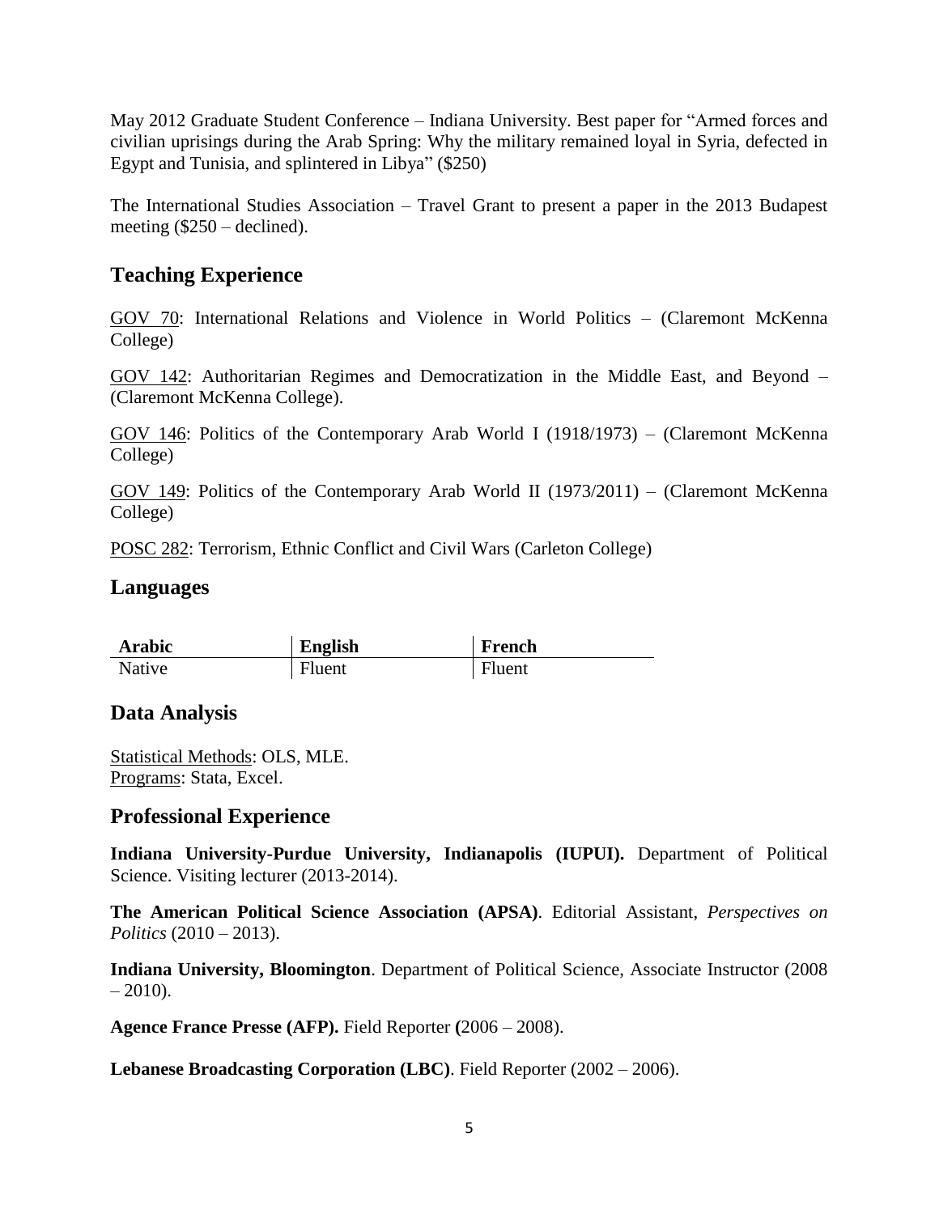May 2012 Graduate Student Conference – Indiana University. Best paper for "Armed forces and civilian uprisings during the Arab Spring: Why the military remained loyal in Syria, defected in Egypt and Tunisia, and splintered in Libya" ($250)

The International Studies Association – Travel Grant to present a paper in the 2013 Budapest meeting ($250 – declined).

## Teaching Experience

GOV 70: International Relations and Violence in World Politics – (Claremont McKenna College)

GOV 142: Authoritarian Regimes and Democratization in the Middle East, and Beyond – (Claremont McKenna College).

GOV 146: Politics of the Contemporary Arab World I (1918/1973) – (Claremont McKenna College)

GOV 149: Politics of the Contemporary Arab World II (1973/2011) – (Claremont McKenna College)

POSC 282: Terrorism, Ethnic Conflict and Civil Wars (Carleton College)

## Languages

| Arabic | English | French |
| --- | --- | --- |
| Native | Fluent | Fluent |

## Data Analysis

Statistical Methods: OLS, MLE.
Programs: Stata, Excel.

## Professional Experience

**Indiana University-Purdue University, Indianapolis (IUPUI).** Department of Political Science. Visiting lecturer (2013-2014).

**The American Political Science Association (APSA)**. Editorial Assistant, *Perspectives on Politics* (2010 – 2013).

**Indiana University, Bloomington**. Department of Political Science, Associate Instructor (2008 – 2010).

**Agence France Presse (AFP).** Field Reporter **(**2006 – 2008).

**Lebanese Broadcasting Corporation (LBC)**. Field Reporter (2002 – 2006).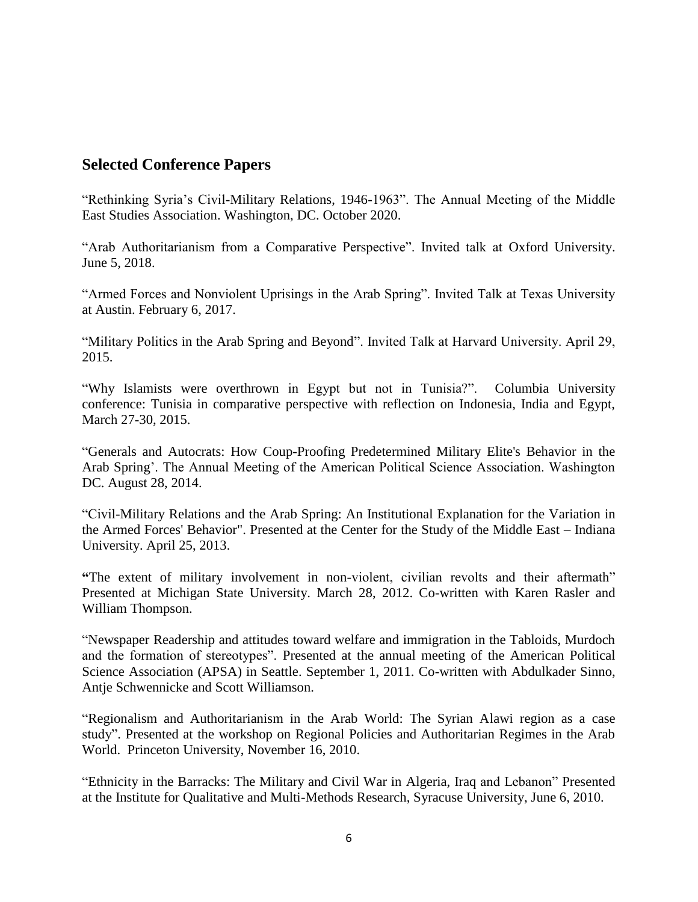## Selected Conference Papers

“Rethinking Syria’s Civil-Military Relations, 1946-1963”. The Annual Meeting of the Middle East Studies Association. Washington, DC. October 2020.

“Arab Authoritarianism from a Comparative Perspective”. Invited talk at Oxford University. June 5, 2018.

“Armed Forces and Nonviolent Uprisings in the Arab Spring”. Invited Talk at Texas University at Austin. February 6, 2017.

“Military Politics in the Arab Spring and Beyond”. Invited Talk at Harvard University. April 29, 2015.

“Why Islamists were overthrown in Egypt but not in Tunisia?”. Columbia University conference: Tunisia in comparative perspective with reflection on Indonesia, India and Egypt, March 27-30, 2015.

“Generals and Autocrats: How Coup-Proofing Predetermined Military Elite's Behavior in the Arab Spring’. The Annual Meeting of the American Political Science Association. Washington DC. August 28, 2014.

“Civil-Military Relations and the Arab Spring: An Institutional Explanation for the Variation in the Armed Forces' Behavior". Presented at the Center for the Study of the Middle East – Indiana University. April 25, 2013.

**“**The extent of military involvement in non-violent, civilian revolts and their aftermath” Presented at Michigan State University. March 28, 2012. Co-written with Karen Rasler and William Thompson.

“Newspaper Readership and attitudes toward welfare and immigration in the Tabloids, Murdoch and the formation of stereotypes”. Presented at the annual meeting of the American Political Science Association (APSA) in Seattle. September 1, 2011. Co-written with Abdulkader Sinno, Antje Schwennicke and Scott Williamson.

“Regionalism and Authoritarianism in the Arab World: The Syrian Alawi region as a case study”. Presented at the workshop on Regional Policies and Authoritarian Regimes in the Arab World. Princeton University, November 16, 2010.

“Ethnicity in the Barracks: The Military and Civil War in Algeria, Iraq and Lebanon” Presented at the Institute for Qualitative and Multi-Methods Research, Syracuse University, June 6, 2010.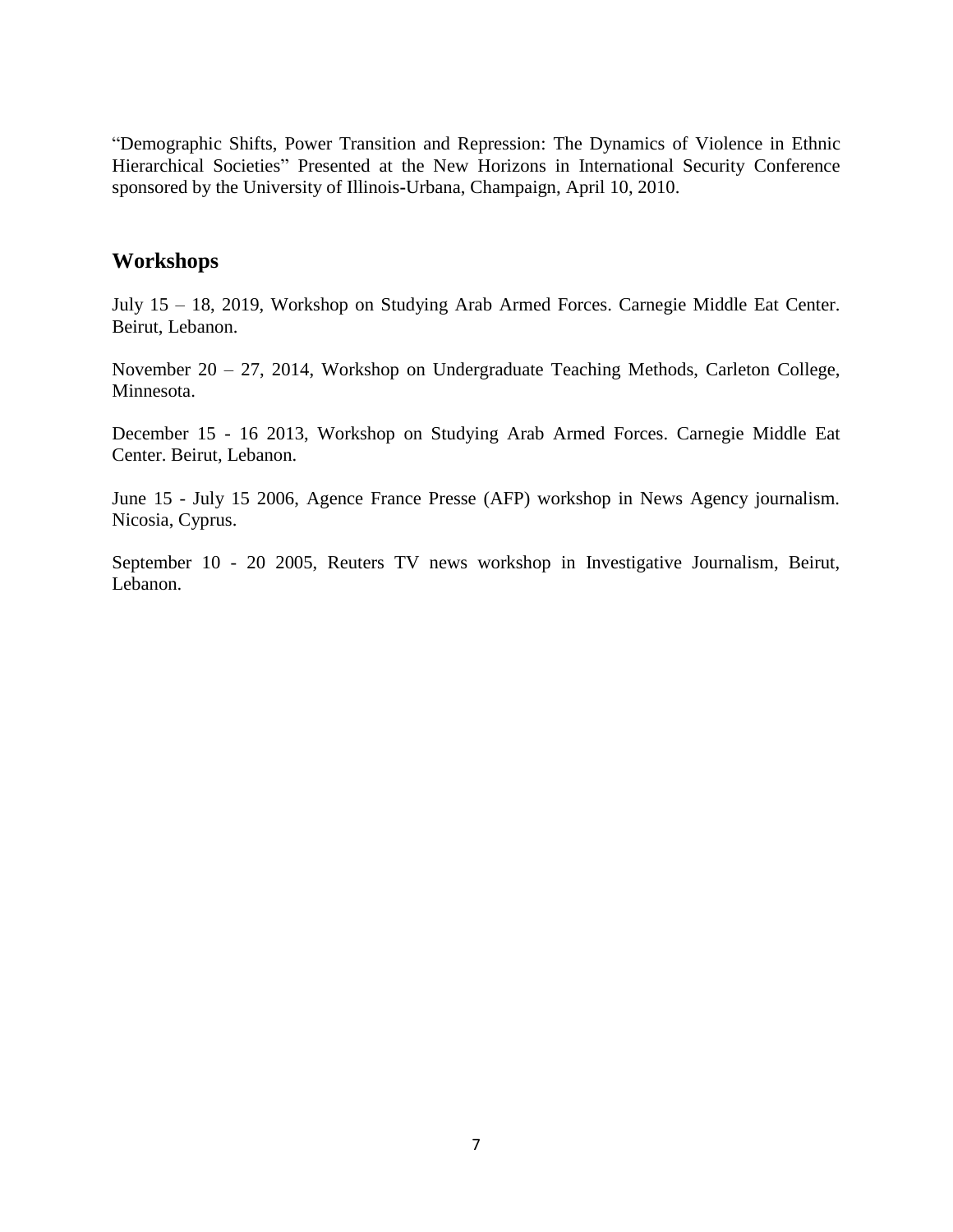"Demographic Shifts, Power Transition and Repression: The Dynamics of Violence in Ethnic Hierarchical Societies" Presented at the New Horizons in International Security Conference sponsored by the University of Illinois-Urbana, Champaign, April 10, 2010.

## Workshops

July 15 – 18, 2019, Workshop on Studying Arab Armed Forces. Carnegie Middle Eat Center. Beirut, Lebanon.

November 20 – 27, 2014, Workshop on Undergraduate Teaching Methods, Carleton College, Minnesota.

December 15 - 16 2013, Workshop on Studying Arab Armed Forces. Carnegie Middle Eat Center. Beirut, Lebanon.

June 15 - July 15 2006, Agence France Presse (AFP) workshop in News Agency journalism. Nicosia, Cyprus.

September 10 - 20 2005, Reuters TV news workshop in Investigative Journalism, Beirut, Lebanon.